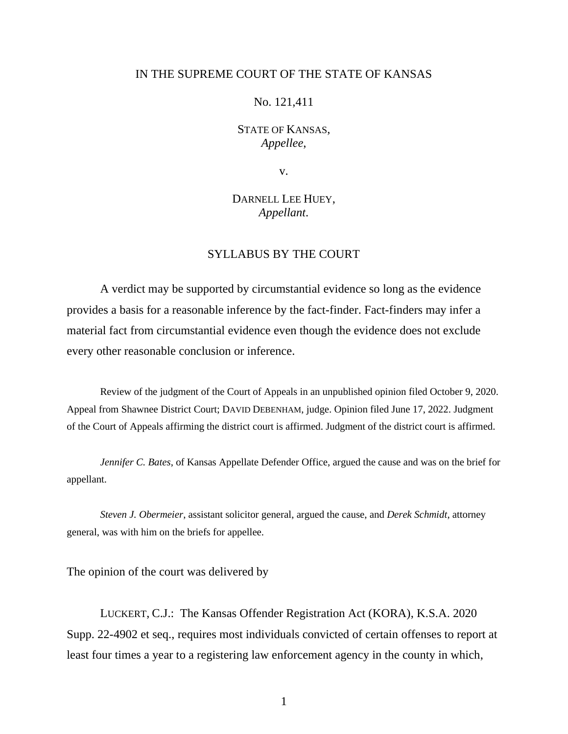IN THE SUPREME COURT OF THE STATE OF KANSAS

No. 121,411

STATE OF KANSAS,
*Appellee*,

v.

DARNELL LEE HUEY,
*Appellant*.

## SYLLABUS BY THE COURT

A verdict may be supported by circumstantial evidence so long as the evidence provides a basis for a reasonable inference by the fact-finder. Fact-finders may infer a material fact from circumstantial evidence even though the evidence does not exclude every other reasonable conclusion or inference.

Review of the judgment of the Court of Appeals in an unpublished opinion filed October 9, 2020. Appeal from Shawnee District Court; DAVID DEBENHAM, judge. Opinion filed June 17, 2022. Judgment of the Court of Appeals affirming the district court is affirmed. Judgment of the district court is affirmed.

*Jennifer C. Bates*, of Kansas Appellate Defender Office, argued the cause and was on the brief for appellant.

*Steven J. Obermeier*, assistant solicitor general, argued the cause, and *Derek Schmidt*, attorney general, was with him on the briefs for appellee.

The opinion of the court was delivered by

LUCKERT, C.J.: The Kansas Offender Registration Act (KORA), K.S.A. 2020 Supp. 22-4902 et seq., requires most individuals convicted of certain offenses to report at least four times a year to a registering law enforcement agency in the county in which,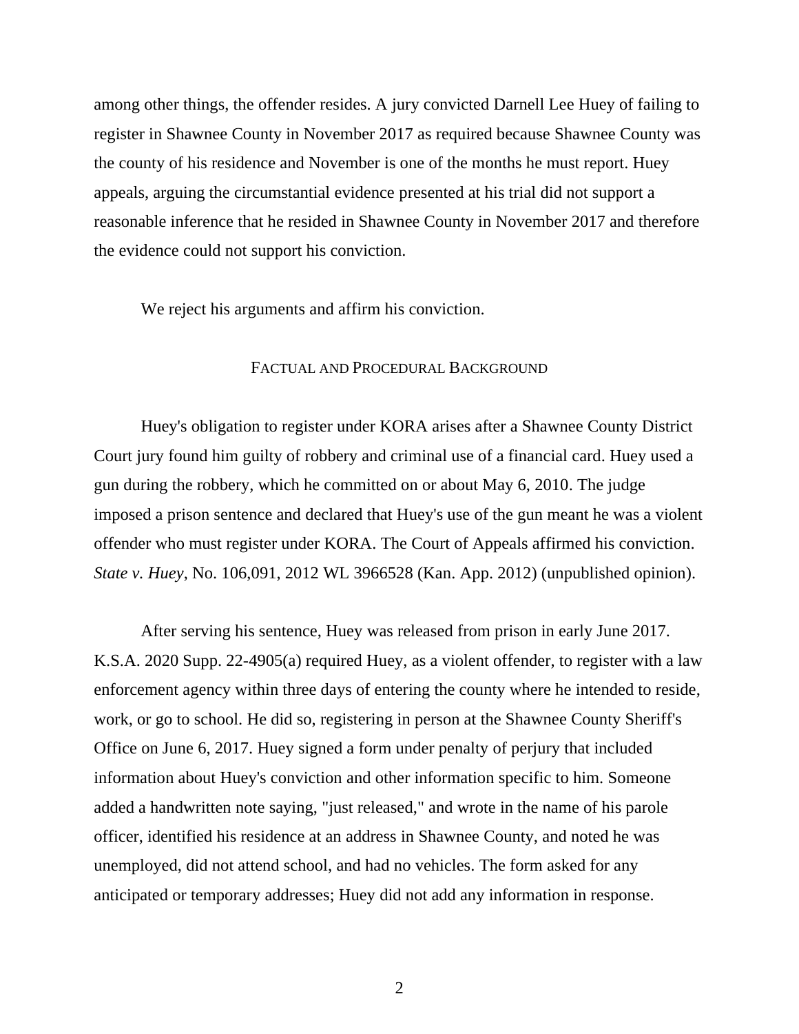among other things, the offender resides. A jury convicted Darnell Lee Huey of failing to register in Shawnee County in November 2017 as required because Shawnee County was the county of his residence and November is one of the months he must report. Huey appeals, arguing the circumstantial evidence presented at his trial did not support a reasonable inference that he resided in Shawnee County in November 2017 and therefore the evidence could not support his conviction.

We reject his arguments and affirm his conviction.

## FACTUAL AND PROCEDURAL BACKGROUND

Huey's obligation to register under KORA arises after a Shawnee County District Court jury found him guilty of robbery and criminal use of a financial card. Huey used a gun during the robbery, which he committed on or about May 6, 2010. The judge imposed a prison sentence and declared that Huey's use of the gun meant he was a violent offender who must register under KORA. The Court of Appeals affirmed his conviction. *State v. Huey*, No. 106,091, 2012 WL 3966528 (Kan. App. 2012) (unpublished opinion).

After serving his sentence, Huey was released from prison in early June 2017. K.S.A. 2020 Supp. 22-4905(a) required Huey, as a violent offender, to register with a law enforcement agency within three days of entering the county where he intended to reside, work, or go to school. He did so, registering in person at the Shawnee County Sheriff's Office on June 6, 2017. Huey signed a form under penalty of perjury that included information about Huey's conviction and other information specific to him. Someone added a handwritten note saying, "just released," and wrote in the name of his parole officer, identified his residence at an address in Shawnee County, and noted he was unemployed, did not attend school, and had no vehicles. The form asked for any anticipated or temporary addresses; Huey did not add any information in response.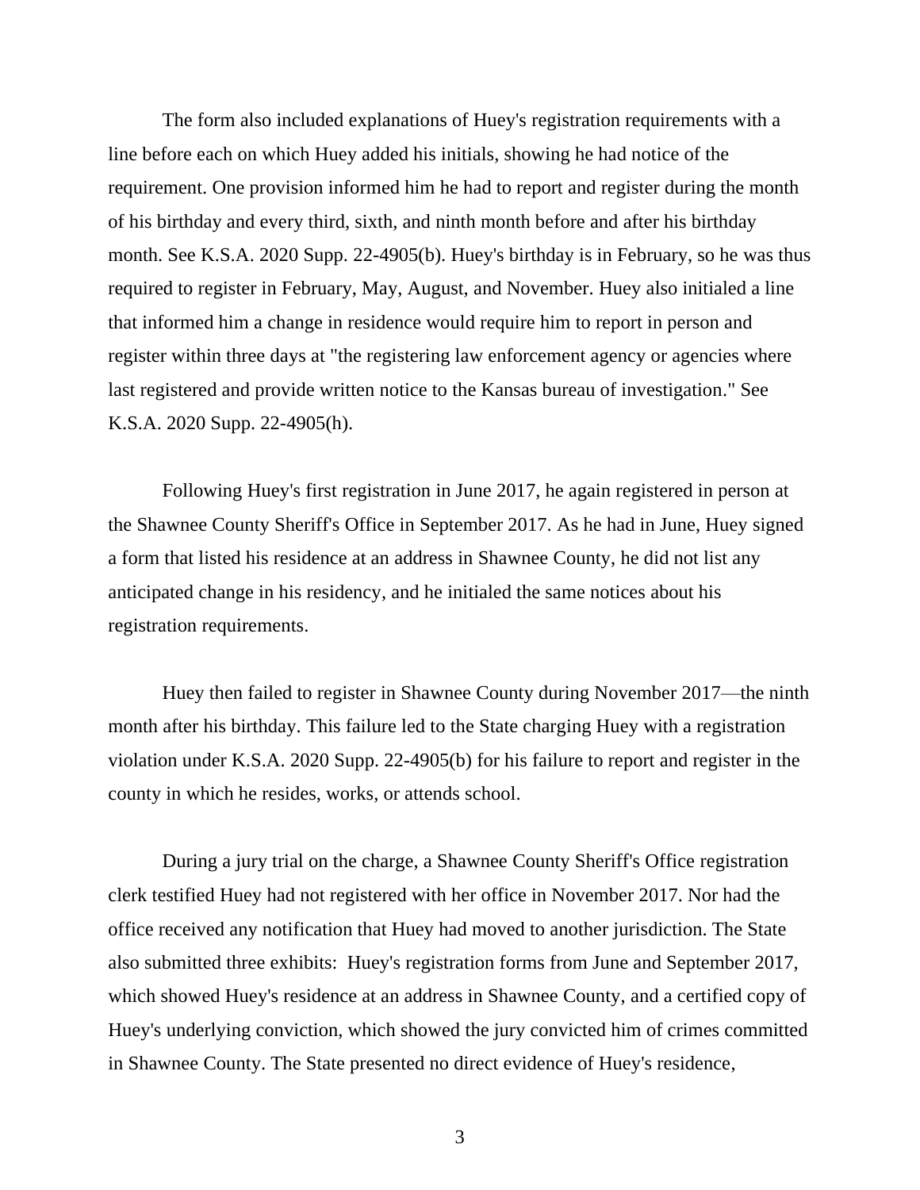The form also included explanations of Huey's registration requirements with a line before each on which Huey added his initials, showing he had notice of the requirement. One provision informed him he had to report and register during the month of his birthday and every third, sixth, and ninth month before and after his birthday month. See K.S.A. 2020 Supp. 22-4905(b). Huey's birthday is in February, so he was thus required to register in February, May, August, and November. Huey also initialed a line that informed him a change in residence would require him to report in person and register within three days at "the registering law enforcement agency or agencies where last registered and provide written notice to the Kansas bureau of investigation." See K.S.A. 2020 Supp. 22-4905(h).

Following Huey's first registration in June 2017, he again registered in person at the Shawnee County Sheriff's Office in September 2017. As he had in June, Huey signed a form that listed his residence at an address in Shawnee County, he did not list any anticipated change in his residency, and he initialed the same notices about his registration requirements.

Huey then failed to register in Shawnee County during November 2017—the ninth month after his birthday. This failure led to the State charging Huey with a registration violation under K.S.A. 2020 Supp. 22-4905(b) for his failure to report and register in the county in which he resides, works, or attends school.

During a jury trial on the charge, a Shawnee County Sheriff's Office registration clerk testified Huey had not registered with her office in November 2017. Nor had the office received any notification that Huey had moved to another jurisdiction. The State also submitted three exhibits: Huey's registration forms from June and September 2017, which showed Huey's residence at an address in Shawnee County, and a certified copy of Huey's underlying conviction, which showed the jury convicted him of crimes committed in Shawnee County. The State presented no direct evidence of Huey's residence,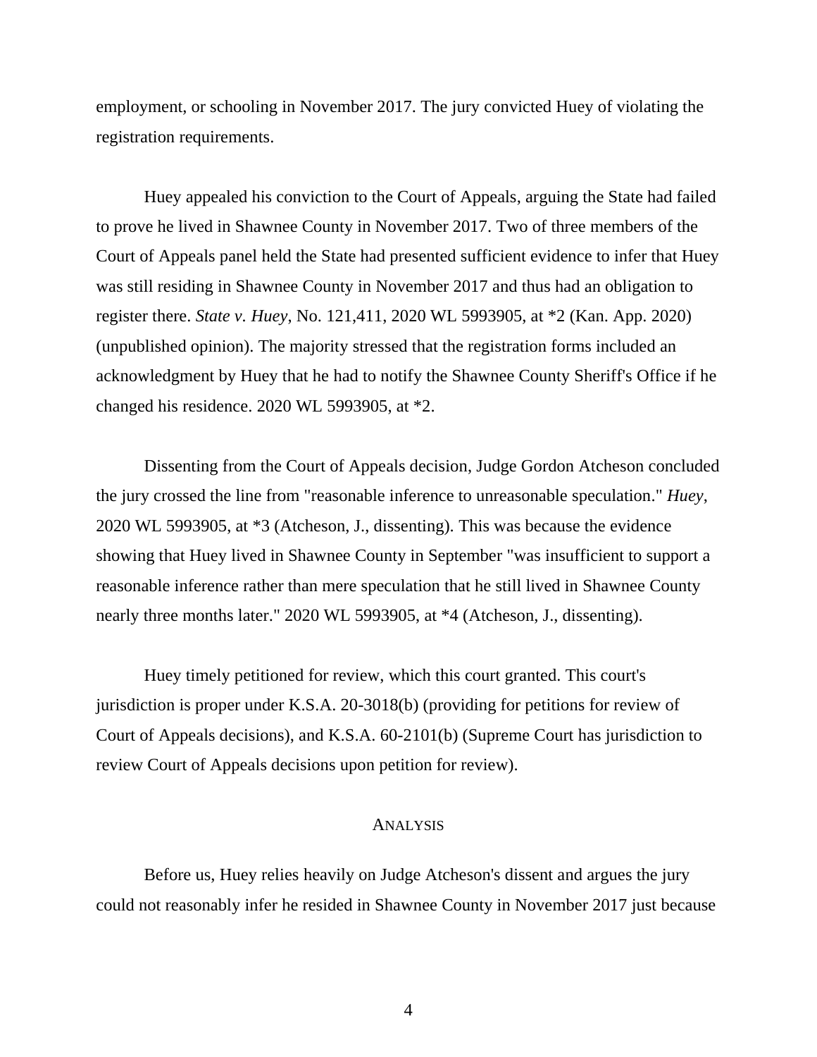employment, or schooling in November 2017. The jury convicted Huey of violating the registration requirements.

Huey appealed his conviction to the Court of Appeals, arguing the State had failed to prove he lived in Shawnee County in November 2017. Two of three members of the Court of Appeals panel held the State had presented sufficient evidence to infer that Huey was still residing in Shawnee County in November 2017 and thus had an obligation to register there. *State v. Huey*, No. 121,411, 2020 WL 5993905, at *2 (Kan. App. 2020) (unpublished opinion). The majority stressed that the registration forms included an acknowledgment by Huey that he had to notify the Shawnee County Sheriff's Office if he changed his residence. 2020 WL 5993905, at *2.

Dissenting from the Court of Appeals decision, Judge Gordon Atcheson concluded the jury crossed the line from "reasonable inference to unreasonable speculation." *Huey*, 2020 WL 5993905, at *3 (Atcheson, J., dissenting). This was because the evidence showing that Huey lived in Shawnee County in September "was insufficient to support a reasonable inference rather than mere speculation that he still lived in Shawnee County nearly three months later." 2020 WL 5993905, at *4 (Atcheson, J., dissenting).

Huey timely petitioned for review, which this court granted. This court's jurisdiction is proper under K.S.A. 20-3018(b) (providing for petitions for review of Court of Appeals decisions), and K.S.A. 60-2101(b) (Supreme Court has jurisdiction to review Court of Appeals decisions upon petition for review).

## ANALYSIS

Before us, Huey relies heavily on Judge Atcheson's dissent and argues the jury could not reasonably infer he resided in Shawnee County in November 2017 just because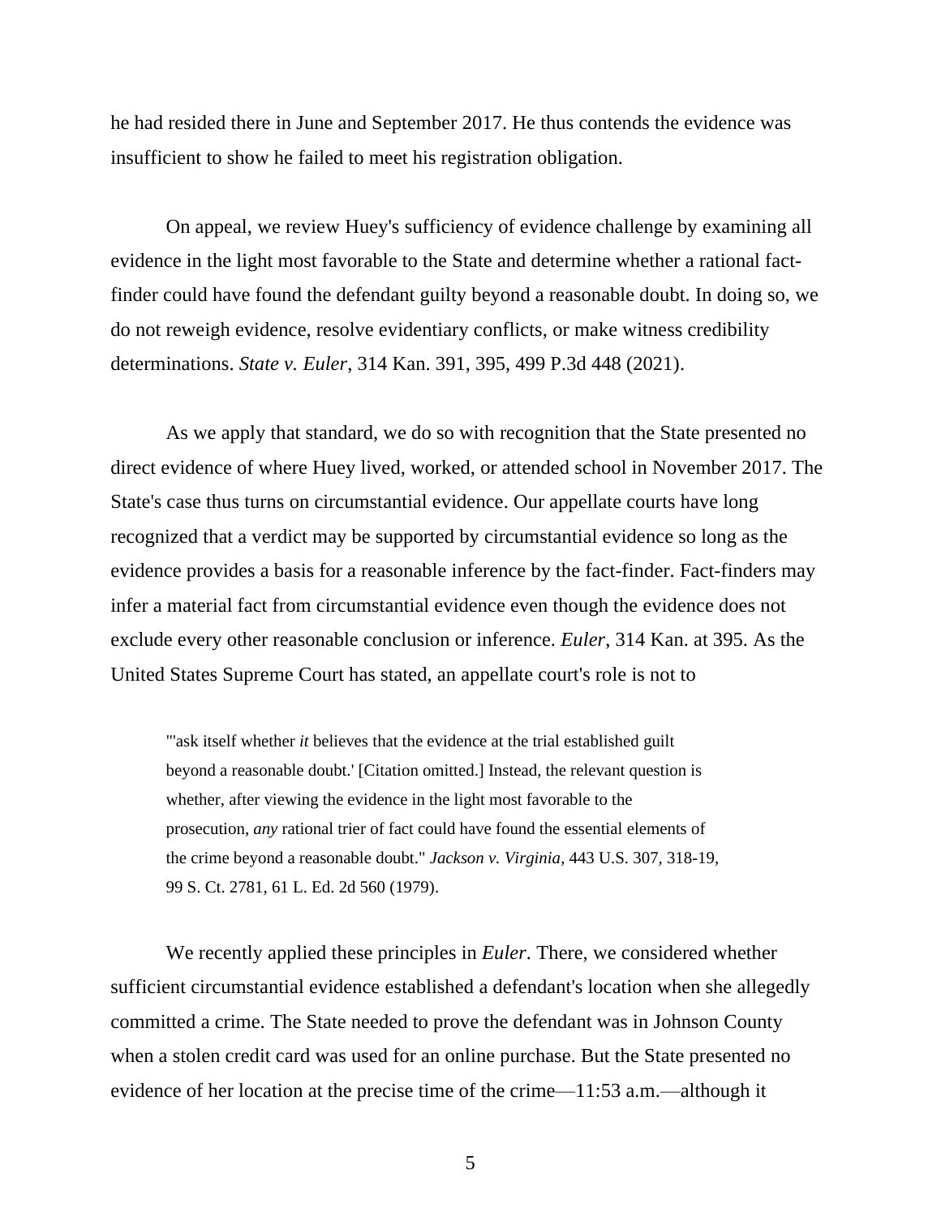he had resided there in June and September 2017. He thus contends the evidence was insufficient to show he failed to meet his registration obligation.

On appeal, we review Huey's sufficiency of evidence challenge by examining all evidence in the light most favorable to the State and determine whether a rational fact-finder could have found the defendant guilty beyond a reasonable doubt. In doing so, we do not reweigh evidence, resolve evidentiary conflicts, or make witness credibility determinations. *State v. Euler*, 314 Kan. 391, 395, 499 P.3d 448 (2021).

As we apply that standard, we do so with recognition that the State presented no direct evidence of where Huey lived, worked, or attended school in November 2017. The State's case thus turns on circumstantial evidence. Our appellate courts have long recognized that a verdict may be supported by circumstantial evidence so long as the evidence provides a basis for a reasonable inference by the fact-finder. Fact-finders may infer a material fact from circumstantial evidence even though the evidence does not exclude every other reasonable conclusion or inference. *Euler*, 314 Kan. at 395. As the United States Supreme Court has stated, an appellate court's role is not to

> "'ask itself whether *it* believes that the evidence at the trial established guilt beyond a reasonable doubt.' [Citation omitted.] Instead, the relevant question is whether, after viewing the evidence in the light most favorable to the prosecution, *any* rational trier of fact could have found the essential elements of the crime beyond a reasonable doubt." *Jackson v. Virginia*, 443 U.S. 307, 318-19, 99 S. Ct. 2781, 61 L. Ed. 2d 560 (1979).

We recently applied these principles in *Euler*. There, we considered whether sufficient circumstantial evidence established a defendant's location when she allegedly committed a crime. The State needed to prove the defendant was in Johnson County when a stolen credit card was used for an online purchase. But the State presented no evidence of her location at the precise time of the crime—11:53 a.m.—although it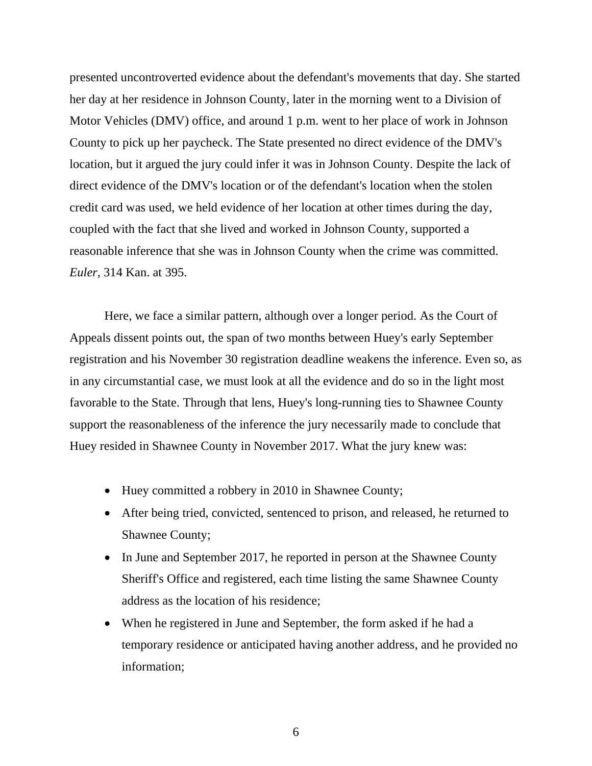presented uncontroverted evidence about the defendant's movements that day. She started her day at her residence in Johnson County, later in the morning went to a Division of Motor Vehicles (DMV) office, and around 1 p.m. went to her place of work in Johnson County to pick up her paycheck. The State presented no direct evidence of the DMV's location, but it argued the jury could infer it was in Johnson County. Despite the lack of direct evidence of the DMV's location or of the defendant's location when the stolen credit card was used, we held evidence of her location at other times during the day, coupled with the fact that she lived and worked in Johnson County, supported a reasonable inference that she was in Johnson County when the crime was committed. *Euler*, 314 Kan. at 395.

Here, we face a similar pattern, although over a longer period. As the Court of Appeals dissent points out, the span of two months between Huey's early September registration and his November 30 registration deadline weakens the inference. Even so, as in any circumstantial case, we must look at all the evidence and do so in the light most favorable to the State. Through that lens, Huey's long-running ties to Shawnee County support the reasonableness of the inference the jury necessarily made to conclude that Huey resided in Shawnee County in November 2017. What the jury knew was:

- Huey committed a robbery in 2010 in Shawnee County;
- After being tried, convicted, sentenced to prison, and released, he returned to Shawnee County;
- In June and September 2017, he reported in person at the Shawnee County Sheriff's Office and registered, each time listing the same Shawnee County address as the location of his residence;
- When he registered in June and September, the form asked if he had a temporary residence or anticipated having another address, and he provided no information;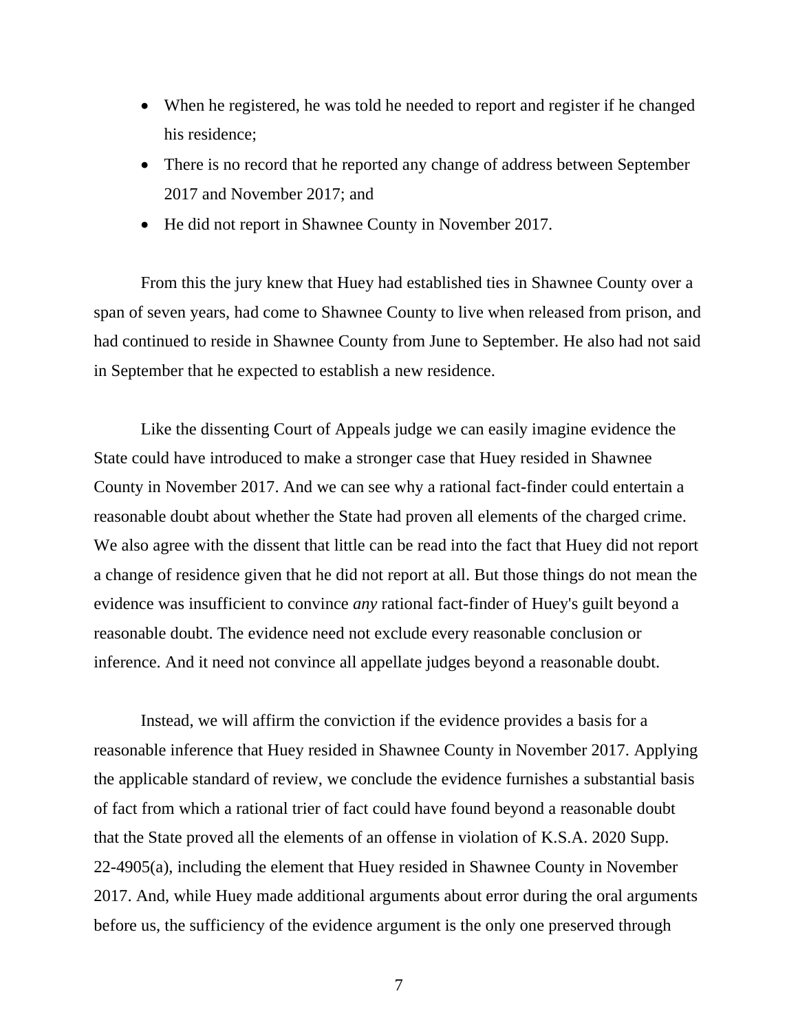- When he registered, he was told he needed to report and register if he changed his residence;
- There is no record that he reported any change of address between September 2017 and November 2017; and
- He did not report in Shawnee County in November 2017.

From this the jury knew that Huey had established ties in Shawnee County over a span of seven years, had come to Shawnee County to live when released from prison, and had continued to reside in Shawnee County from June to September. He also had not said in September that he expected to establish a new residence.

Like the dissenting Court of Appeals judge we can easily imagine evidence the State could have introduced to make a stronger case that Huey resided in Shawnee County in November 2017. And we can see why a rational fact-finder could entertain a reasonable doubt about whether the State had proven all elements of the charged crime. We also agree with the dissent that little can be read into the fact that Huey did not report a change of residence given that he did not report at all. But those things do not mean the evidence was insufficient to convince *any* rational fact-finder of Huey's guilt beyond a reasonable doubt. The evidence need not exclude every reasonable conclusion or inference. And it need not convince all appellate judges beyond a reasonable doubt.

Instead, we will affirm the conviction if the evidence provides a basis for a reasonable inference that Huey resided in Shawnee County in November 2017. Applying the applicable standard of review, we conclude the evidence furnishes a substantial basis of fact from which a rational trier of fact could have found beyond a reasonable doubt that the State proved all the elements of an offense in violation of K.S.A. 2020 Supp. 22-4905(a), including the element that Huey resided in Shawnee County in November 2017. And, while Huey made additional arguments about error during the oral arguments before us, the sufficiency of the evidence argument is the only one preserved through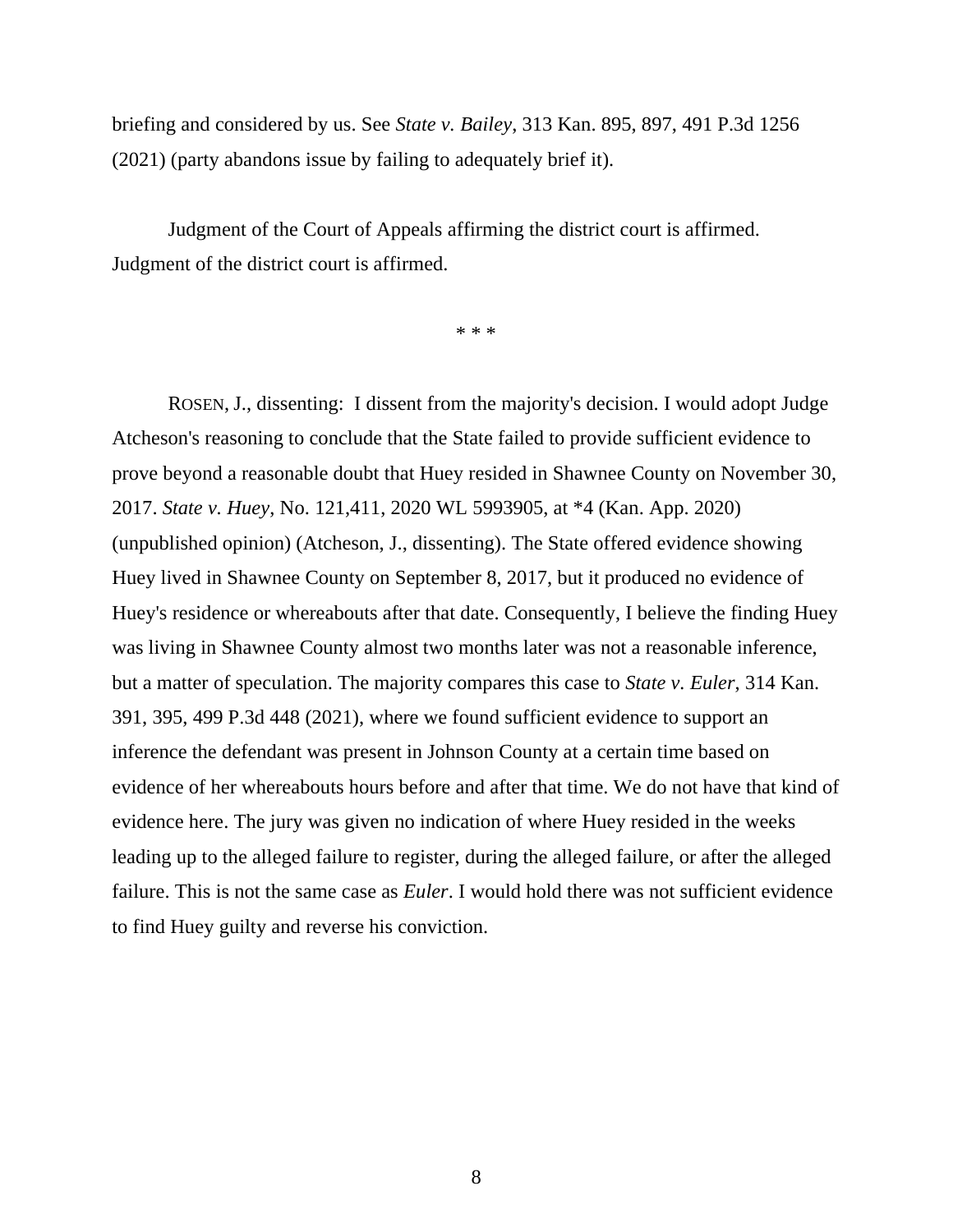briefing and considered by us. See *State v. Bailey*, 313 Kan. 895, 897, 491 P.3d 1256 (2021) (party abandons issue by failing to adequately brief it).

Judgment of the Court of Appeals affirming the district court is affirmed. Judgment of the district court is affirmed.

\* \* \*

ROSEN, J., dissenting: I dissent from the majority's decision. I would adopt Judge Atcheson's reasoning to conclude that the State failed to provide sufficient evidence to prove beyond a reasonable doubt that Huey resided in Shawnee County on November 30, 2017. *State v. Huey*, No. 121,411, 2020 WL 5993905, at *4 (Kan. App. 2020) (unpublished opinion) (Atcheson, J., dissenting). The State offered evidence showing Huey lived in Shawnee County on September 8, 2017, but it produced no evidence of Huey's residence or whereabouts after that date. Consequently, I believe the finding Huey was living in Shawnee County almost two months later was not a reasonable inference, but a matter of speculation. The majority compares this case to *State v. Euler*, 314 Kan. 391, 395, 499 P.3d 448 (2021), where we found sufficient evidence to support an inference the defendant was present in Johnson County at a certain time based on evidence of her whereabouts hours before and after that time. We do not have that kind of evidence here. The jury was given no indication of where Huey resided in the weeks leading up to the alleged failure to register, during the alleged failure, or after the alleged failure. This is not the same case as *Euler*. I would hold there was not sufficient evidence to find Huey guilty and reverse his conviction.